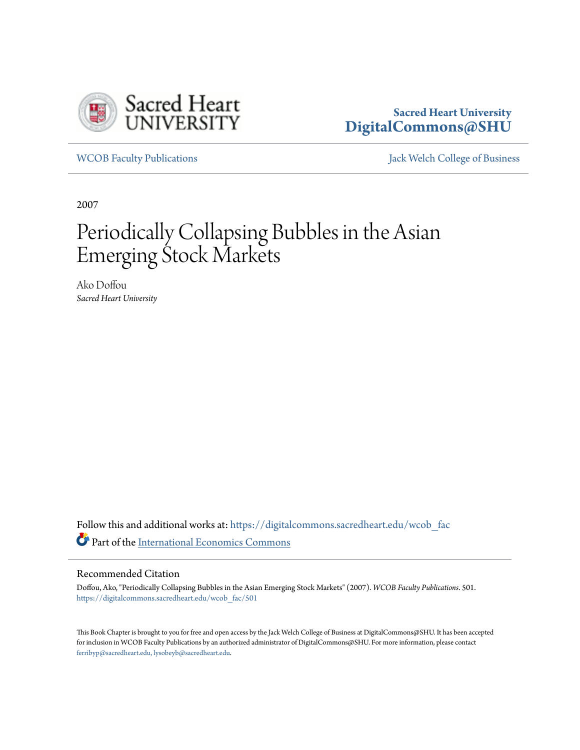Sacred Heart University
DigitalCommons@SHU

WCOB Faculty Publications | Jack Welch College of Business

2007

# Periodically Collapsing Bubbles in the Asian Emerging Stock Markets

Ako Doffou
*Sacred Heart University*

Follow this and additional works at: https://digitalcommons.sacredheart.edu/wcob_fac

Part of the International Economics Commons

## Recommended Citation

Doffou, Ako, "Periodically Collapsing Bubbles in the Asian Emerging Stock Markets" (2007). *WCOB Faculty Publications*. 501.
https://digitalcommons.sacredheart.edu/wcob_fac/501

This Book Chapter is brought to you for free and open access by the Jack Welch College of Business at DigitalCommons@SHU. It has been accepted for inclusion in WCOB Faculty Publications by an authorized administrator of DigitalCommons@SHU. For more information, please contact ferribyp@sacredheart.edu, lysobeyb@sacredheart.edu.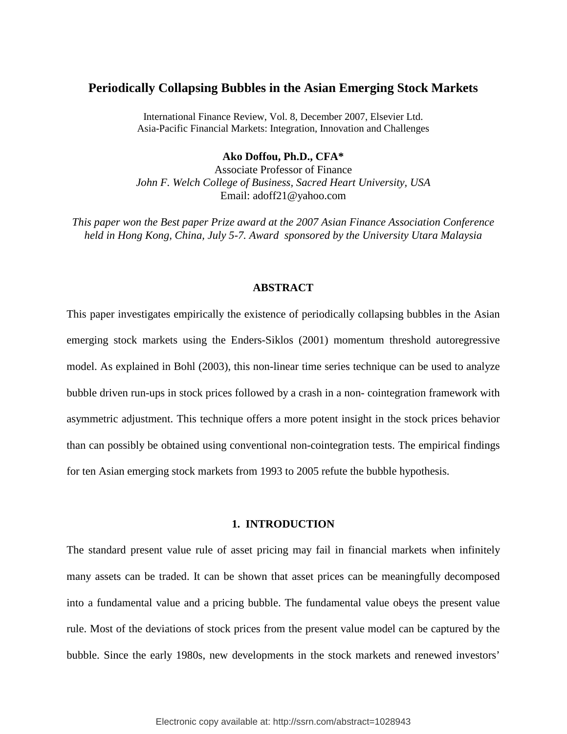# Periodically Collapsing Bubbles in the Asian Emerging Stock Markets

International Finance Review, Vol. 8, December 2007, Elsevier Ltd.
Asia-Pacific Financial Markets: Integration, Innovation and Challenges

**Ako Doffou, Ph.D., CFA***
Associate Professor of Finance
*John F. Welch College of Business, Sacred Heart University, USA*
Email: adoff21@yahoo.com

*This paper won the Best paper Prize award at the 2007 Asian Finance Association Conference held in Hong Kong, China, July 5-7. Award sponsored by the University Utara Malaysia*

## ABSTRACT

This paper investigates empirically the existence of periodically collapsing bubbles in the Asian emerging stock markets using the Enders-Siklos (2001) momentum threshold autoregressive model. As explained in Bohl (2003), this non-linear time series technique can be used to analyze bubble driven run-ups in stock prices followed by a crash in a non- cointegration framework with asymmetric adjustment. This technique offers a more potent insight in the stock prices behavior than can possibly be obtained using conventional non-cointegration tests. The empirical findings for ten Asian emerging stock markets from 1993 to 2005 refute the bubble hypothesis.

## 1. INTRODUCTION

The standard present value rule of asset pricing may fail in financial markets when infinitely many assets can be traded. It can be shown that asset prices can be meaningfully decomposed into a fundamental value and a pricing bubble. The fundamental value obeys the present value rule. Most of the deviations of stock prices from the present value model can be captured by the bubble. Since the early 1980s, new developments in the stock markets and renewed investors'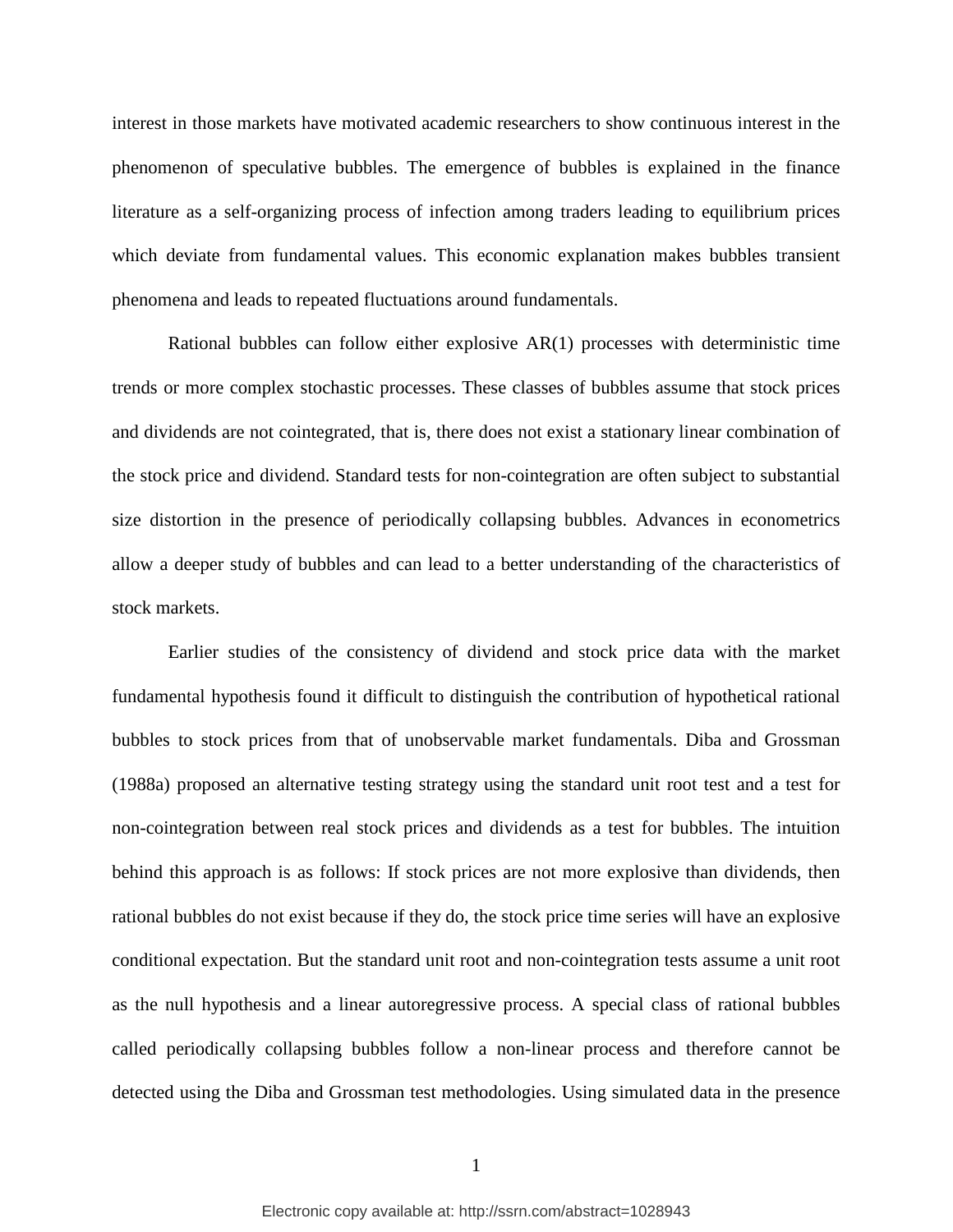interest in those markets have motivated academic researchers to show continuous interest in the phenomenon of speculative bubbles. The emergence of bubbles is explained in the finance literature as a self-organizing process of infection among traders leading to equilibrium prices which deviate from fundamental values. This economic explanation makes bubbles transient phenomena and leads to repeated fluctuations around fundamentals.

Rational bubbles can follow either explosive AR(1) processes with deterministic time trends or more complex stochastic processes. These classes of bubbles assume that stock prices and dividends are not cointegrated, that is, there does not exist a stationary linear combination of the stock price and dividend. Standard tests for non-cointegration are often subject to substantial size distortion in the presence of periodically collapsing bubbles. Advances in econometrics allow a deeper study of bubbles and can lead to a better understanding of the characteristics of stock markets.

Earlier studies of the consistency of dividend and stock price data with the market fundamental hypothesis found it difficult to distinguish the contribution of hypothetical rational bubbles to stock prices from that of unobservable market fundamentals. Diba and Grossman (1988a) proposed an alternative testing strategy using the standard unit root test and a test for non-cointegration between real stock prices and dividends as a test for bubbles. The intuition behind this approach is as follows: If stock prices are not more explosive than dividends, then rational bubbles do not exist because if they do, the stock price time series will have an explosive conditional expectation. But the standard unit root and non-cointegration tests assume a unit root as the null hypothesis and a linear autoregressive process. A special class of rational bubbles called periodically collapsing bubbles follow a non-linear process and therefore cannot be detected using the Diba and Grossman test methodologies. Using simulated data in the presence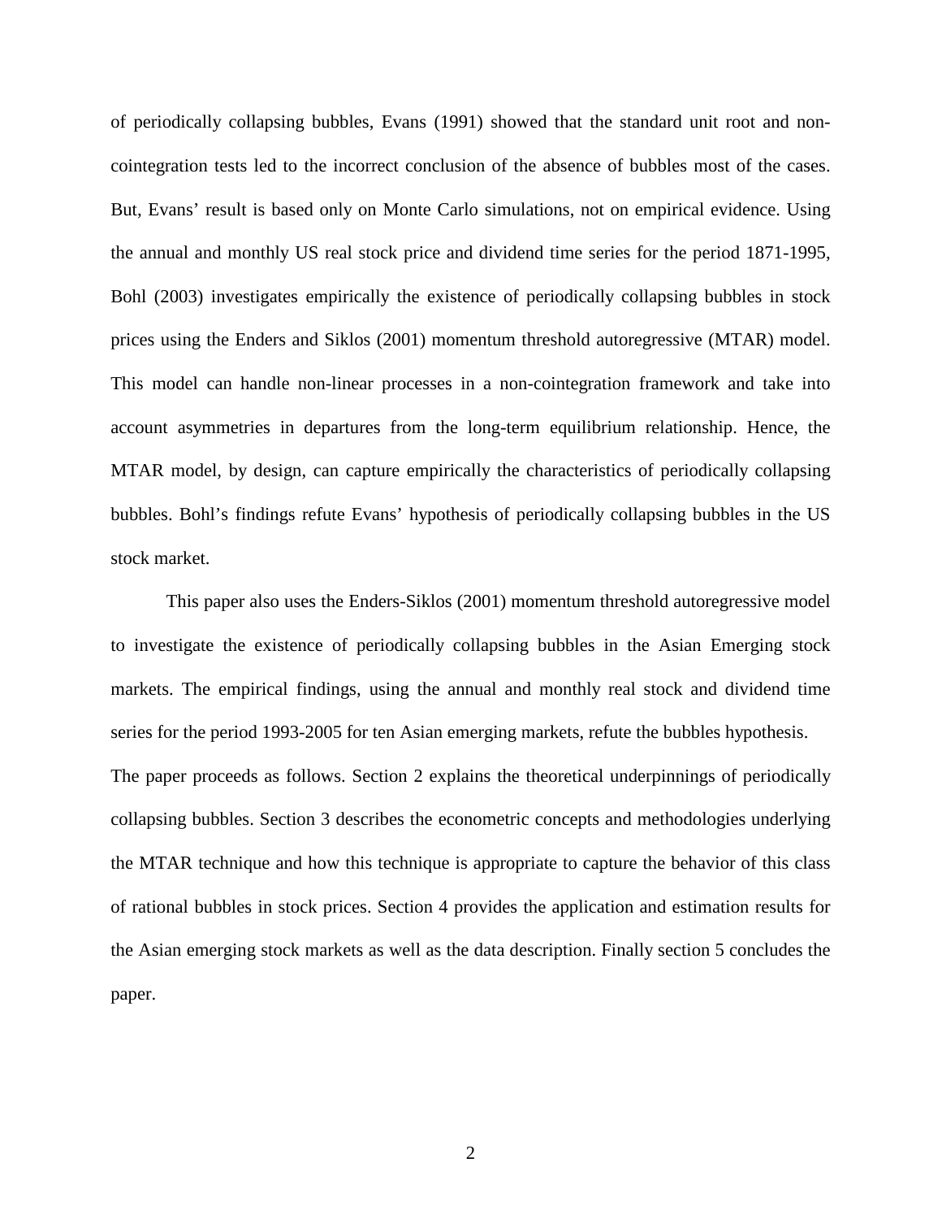of periodically collapsing bubbles, Evans (1991) showed that the standard unit root and non-cointegration tests led to the incorrect conclusion of the absence of bubbles most of the cases. But, Evans' result is based only on Monte Carlo simulations, not on empirical evidence. Using the annual and monthly US real stock price and dividend time series for the period 1871-1995, Bohl (2003) investigates empirically the existence of periodically collapsing bubbles in stock prices using the Enders and Siklos (2001) momentum threshold autoregressive (MTAR) model. This model can handle non-linear processes in a non-cointegration framework and take into account asymmetries in departures from the long-term equilibrium relationship. Hence, the MTAR model, by design, can capture empirically the characteristics of periodically collapsing bubbles. Bohl's findings refute Evans' hypothesis of periodically collapsing bubbles in the US stock market.

This paper also uses the Enders-Siklos (2001) momentum threshold autoregressive model to investigate the existence of periodically collapsing bubbles in the Asian Emerging stock markets. The empirical findings, using the annual and monthly real stock and dividend time series for the period 1993-2005 for ten Asian emerging markets, refute the bubbles hypothesis.

The paper proceeds as follows. Section 2 explains the theoretical underpinnings of periodically collapsing bubbles. Section 3 describes the econometric concepts and methodologies underlying the MTAR technique and how this technique is appropriate to capture the behavior of this class of rational bubbles in stock prices. Section 4 provides the application and estimation results for the Asian emerging stock markets as well as the data description. Finally section 5 concludes the paper.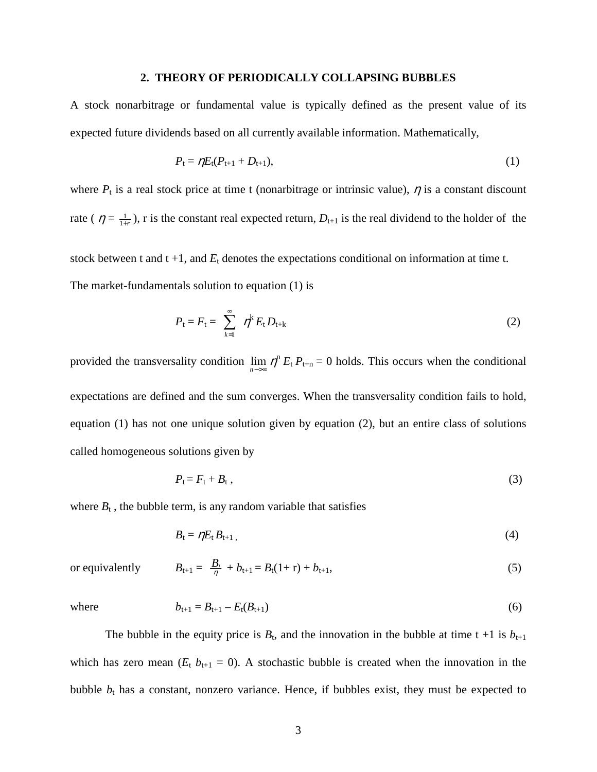## 2. THEORY OF PERIODICALLY COLLAPSING BUBBLES

A stock nonarbitrage or fundamental value is typically defined as the present value of its expected future dividends based on all currently available information. Mathematically,

$$P_t = \eta E_t(P_{t+1} + D_{t+1}), \tag{1}$$

where $P_t$ is a real stock price at time t (nonarbitrage or intrinsic value), $\eta$ is a constant discount rate ( $\eta = \frac{1}{1+r}$ ), r is the constant real expected return, $D_{t+1}$ is the real dividend to the holder of the stock between t and t +1, and $E_t$ denotes the expectations conditional on information at time t.

The market-fundamentals solution to equation (1) is

$$P_t = F_t = \sum_{k=1}^{\infty} \eta^k E_t D_{t+k} \tag{2}$$

provided the transversality condition $\lim_{n \to \infty} \eta^n E_t P_{t+n} = 0$ holds. This occurs when the conditional expectations are defined and the sum converges. When the transversality condition fails to hold, equation (1) has not one unique solution given by equation (2), but an entire class of solutions called homogeneous solutions given by

$$P_t = F_t + B_t , \tag{3}$$

where $B_t$ , the bubble term, is any random variable that satisfies

$$B_t = \eta E_t B_{t+1} , \tag{4}$$

or equivalently

$$B_{t+1} = \frac{B_t}{\eta} + b_{t+1} = B_t(1+ r) + b_{t+1}, \tag{5}$$

where

$$b_{t+1} = B_{t+1} - E_t(B_{t+1}) \tag{6}$$

The bubble in the equity price is $B_t$, and the innovation in the bubble at time t +1 is $b_{t+1}$ which has zero mean ($E_t\ b_{t+1} = 0$). A stochastic bubble is created when the innovation in the bubble $b_t$ has a constant, nonzero variance. Hence, if bubbles exist, they must be expected to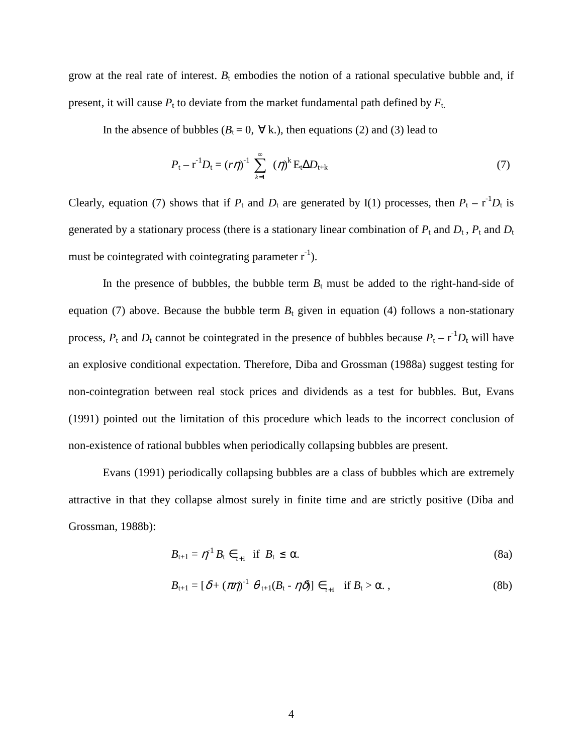grow at the real rate of interest. $B_t$ embodies the notion of a rational speculative bubble and, if present, it will cause $P_t$ to deviate from the market fundamental path defined by $F_t$.

In the absence of bubbles ($B_t = 0$, $\forall$ k.), then equations (2) and (3) lead to

$$P_t - r^{-1}D_t = (r\eta)^{-1} \sum_{k=1}^{\infty} (\eta)^k E_t \Delta D_{t+k} \tag{7}$$

Clearly, equation (7) shows that if $P_t$ and $D_t$ are generated by I(1) processes, then $P_t - r^{-1}D_t$ is generated by a stationary process (there is a stationary linear combination of $P_t$ and $D_t$ , $P_t$ and $D_t$ must be cointegrated with cointegrating parameter $r^{-1}$).

In the presence of bubbles, the bubble term $B_t$ must be added to the right-hand-side of equation (7) above. Because the bubble term $B_t$ given in equation (4) follows a non-stationary process, $P_t$ and $D_t$ cannot be cointegrated in the presence of bubbles because $P_t - r^{-1}D_t$ will have an explosive conditional expectation. Therefore, Diba and Grossman (1988a) suggest testing for non-cointegration between real stock prices and dividends as a test for bubbles. But, Evans (1991) pointed out the limitation of this procedure which leads to the incorrect conclusion of non-existence of rational bubbles when periodically collapsing bubbles are present.

Evans (1991) periodically collapsing bubbles are a class of bubbles which are extremely attractive in that they collapse almost surely in finite time and are strictly positive (Diba and Grossman, 1988b):

$$B_{t+1} = \eta^{-1} B_t \in_{t+1} \text{ if } B_t \leq \alpha. \tag{8a}$$

$$B_{t+1} = [\delta + (\pi\eta)^{-1} \theta_{t+1}(B_t - \eta\delta)] \in_{t+1} \text{ if } B_t > \alpha. , \tag{8b}$$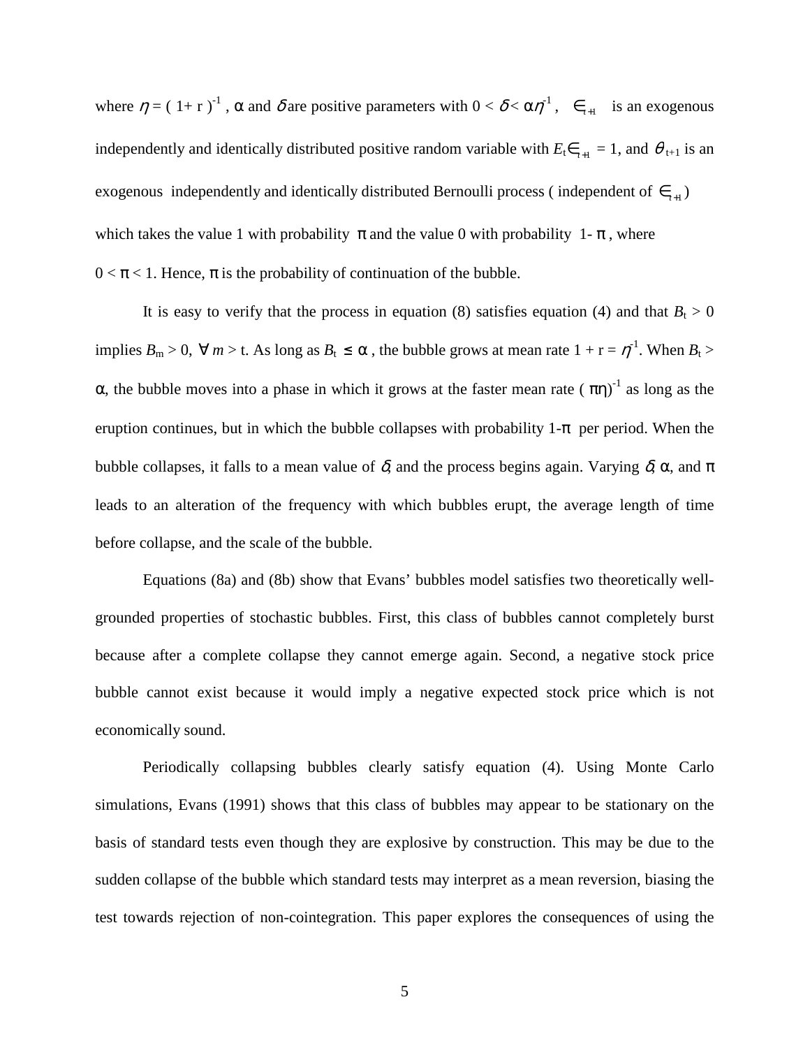where $\eta = (1+r)^{-1}$, $\alpha$ and $\delta$ are positive parameters with $0 < \delta < \alpha\eta^{-1}$, $\in_{t+1}$ is an exogenous independently and identically distributed positive random variable with $E_t \in_{t+1} = 1$, and $\theta_{t+1}$ is an exogenous independently and identically distributed Bernoulli process ( independent of $\in_{t+1}$) which takes the value 1 with probability $\pi$ and the value 0 with probability $1-\pi$, where $0 < \pi < 1$. Hence, $\pi$ is the probability of continuation of the bubble.

It is easy to verify that the process in equation (8) satisfies equation (4) and that $B_t > 0$ implies $B_m > 0$, $\forall\, m > t$. As long as $B_t \leq \alpha$, the bubble grows at mean rate $1 + r = \eta^{-1}$. When $B_t > \alpha$, the bubble moves into a phase in which it grows at the faster mean rate $(\pi\eta)^{-1}$ as long as the eruption continues, but in which the bubble collapses with probability $1-\pi$ per period. When the bubble collapses, it falls to a mean value of $\delta$, and the process begins again. Varying $\delta$, $\alpha$, and $\pi$ leads to an alteration of the frequency with which bubbles erupt, the average length of time before collapse, and the scale of the bubble.

Equations (8a) and (8b) show that Evans' bubbles model satisfies two theoretically well-grounded properties of stochastic bubbles. First, this class of bubbles cannot completely burst because after a complete collapse they cannot emerge again. Second, a negative stock price bubble cannot exist because it would imply a negative expected stock price which is not economically sound.

Periodically collapsing bubbles clearly satisfy equation (4). Using Monte Carlo simulations, Evans (1991) shows that this class of bubbles may appear to be stationary on the basis of standard tests even though they are explosive by construction. This may be due to the sudden collapse of the bubble which standard tests may interpret as a mean reversion, biasing the test towards rejection of non-cointegration. This paper explores the consequences of using the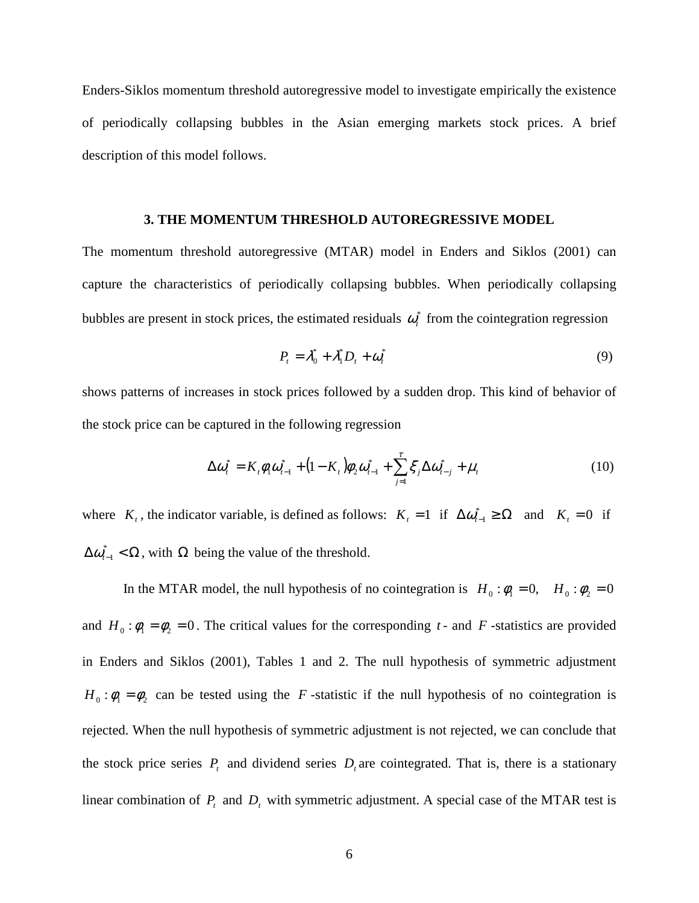Enders-Siklos momentum threshold autoregressive model to investigate empirically the existence of periodically collapsing bubbles in the Asian emerging markets stock prices. A brief description of this model follows.

### 3. THE MOMENTUM THRESHOLD AUTOREGRESSIVE MODEL

The momentum threshold autoregressive (MTAR) model in Enders and Siklos (2001) can capture the characteristics of periodically collapsing bubbles. When periodically collapsing bubbles are present in stock prices, the estimated residuals $\omega_t^*$ from the cointegration regression

$$P_t = \lambda_0^* + \lambda_1^* D_t + \omega_t^* \tag{9}$$

shows patterns of increases in stock prices followed by a sudden drop. This kind of behavior of the stock price can be captured in the following regression

$$\Delta \omega_t^* = K_t \phi_1 \omega_{t-1}^* + (1 - K_t) \phi_2 \omega_{t-1}^* + \sum_{j=1}^{\tau} \xi_j \Delta \omega_{t-j}^* + \mu_t \tag{10}$$

where $K_t$, the indicator variable, is defined as follows: $K_t = 1$ if $\Delta \omega_{t-1}^* \geq \Omega$ and $K_t = 0$ if $\Delta \omega_{t-1}^* < \Omega$, with $\Omega$ being the value of the threshold.

In the MTAR model, the null hypothesis of no cointegration is $H_0 : \phi_1 = 0, \quad H_0 : \phi_2 = 0$ and $H_0 : \phi_1 = \phi_2 = 0$. The critical values for the corresponding $t$- and $F$-statistics are provided in Enders and Siklos (2001), Tables 1 and 2. The null hypothesis of symmetric adjustment $H_0 : \phi_1 = \phi_2$ can be tested using the $F$-statistic if the null hypothesis of no cointegration is rejected. When the null hypothesis of symmetric adjustment is not rejected, we can conclude that the stock price series $P_t$ and dividend series $D_t$ are cointegrated. That is, there is a stationary linear combination of $P_t$ and $D_t$ with symmetric adjustment. A special case of the MTAR test is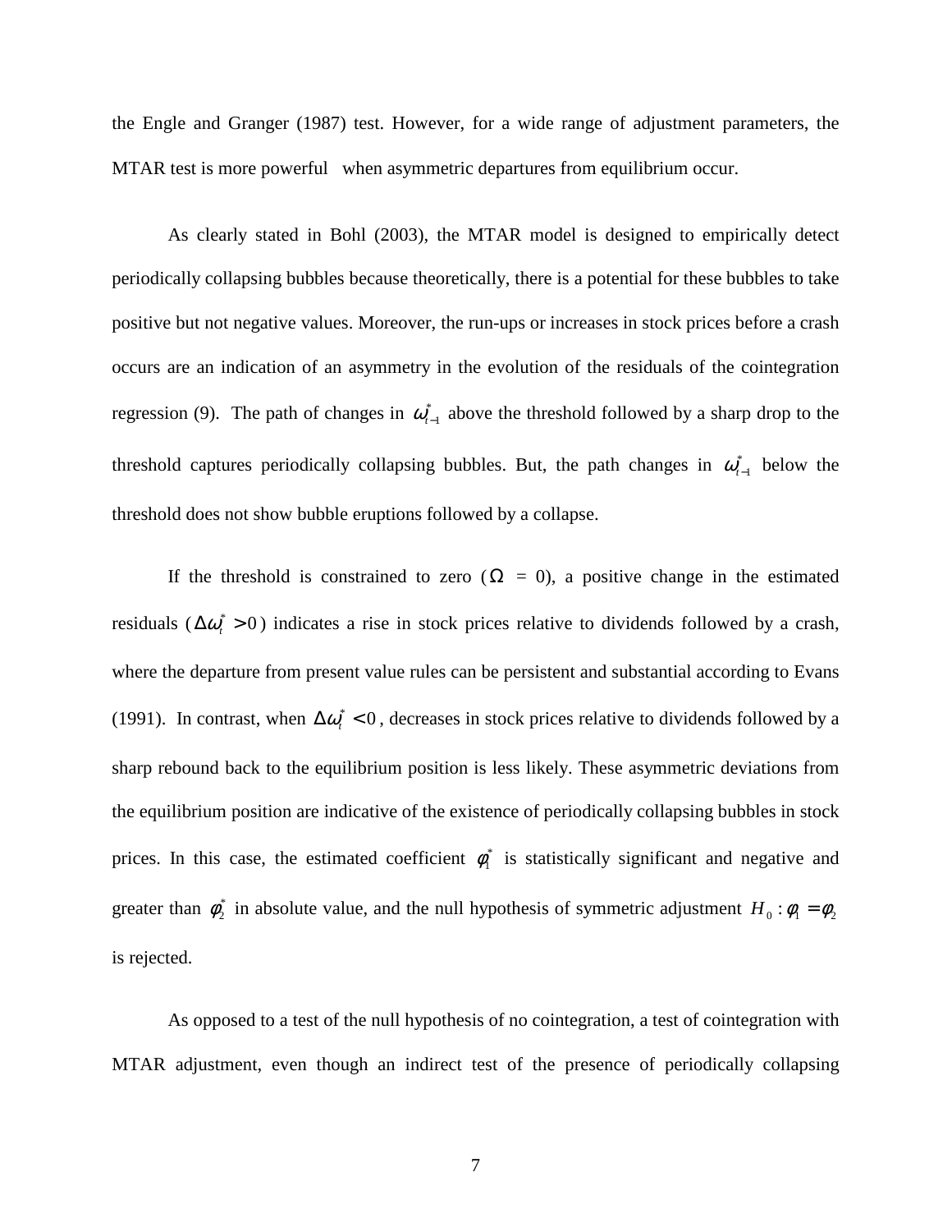the Engle and Granger (1987) test. However, for a wide range of adjustment parameters, the MTAR test is more powerful when asymmetric departures from equilibrium occur.

As clearly stated in Bohl (2003), the MTAR model is designed to empirically detect periodically collapsing bubbles because theoretically, there is a potential for these bubbles to take positive but not negative values. Moreover, the run-ups or increases in stock prices before a crash occurs are an indication of an asymmetry in the evolution of the residuals of the cointegration regression (9). The path of changes in $\omega_{t-1}^{*}$ above the threshold followed by a sharp drop to the threshold captures periodically collapsing bubbles. But, the path changes in $\omega_{t-1}^{*}$ below the threshold does not show bubble eruptions followed by a collapse.

If the threshold is constrained to zero ($\Omega$ = 0), a positive change in the estimated residuals ($\Delta\omega_t^{*} > 0$) indicates a rise in stock prices relative to dividends followed by a crash, where the departure from present value rules can be persistent and substantial according to Evans (1991). In contrast, when $\Delta\omega_t^{*} < 0$, decreases in stock prices relative to dividends followed by a sharp rebound back to the equilibrium position is less likely. These asymmetric deviations from the equilibrium position are indicative of the existence of periodically collapsing bubbles in stock prices. In this case, the estimated coefficient $\phi_1^{*}$ is statistically significant and negative and greater than $\phi_2^{*}$ in absolute value, and the null hypothesis of symmetric adjustment $H_0 : \phi_1 = \phi_2$ is rejected.

As opposed to a test of the null hypothesis of no cointegration, a test of cointegration with MTAR adjustment, even though an indirect test of the presence of periodically collapsing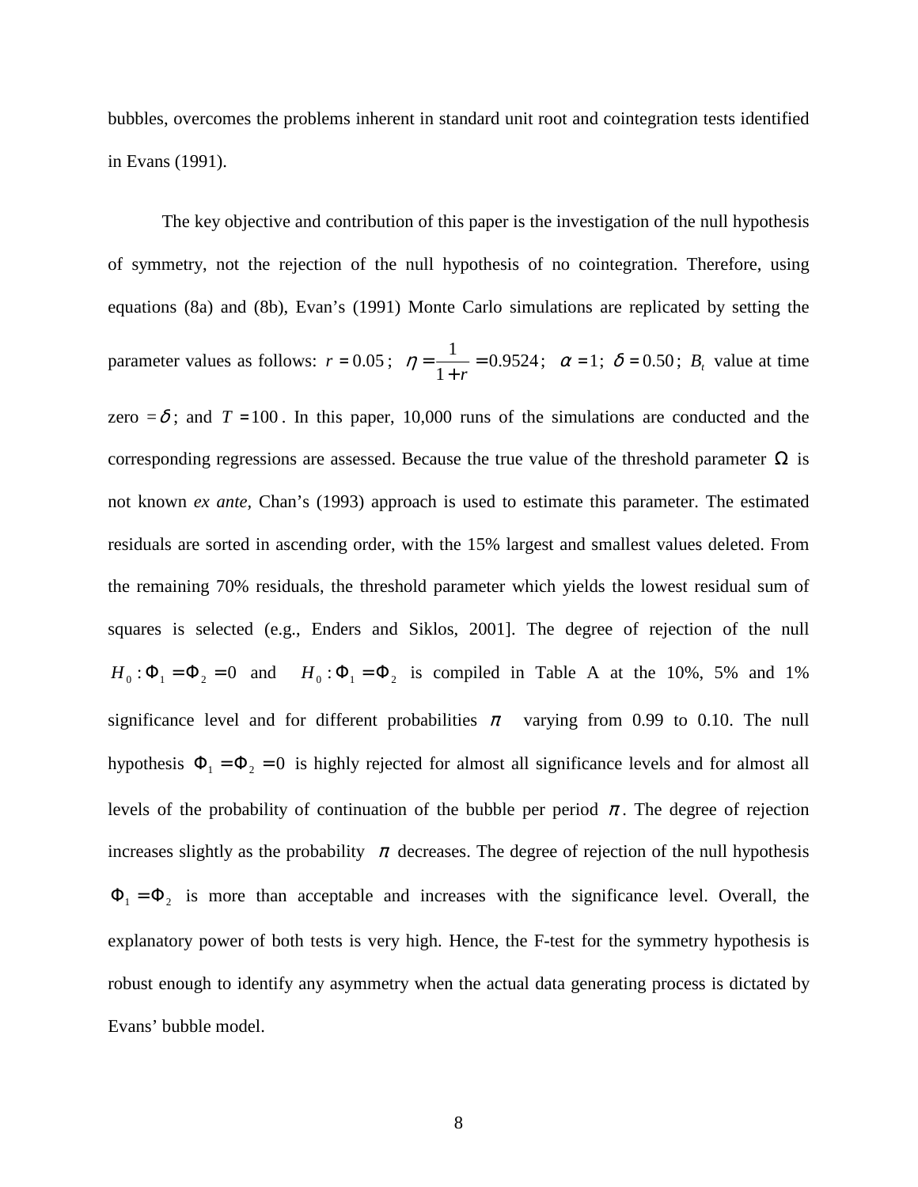bubbles, overcomes the problems inherent in standard unit root and cointegration tests identified in Evans (1991).

The key objective and contribution of this paper is the investigation of the null hypothesis of symmetry, not the rejection of the null hypothesis of no cointegration. Therefore, using equations (8a) and (8b), Evan's (1991) Monte Carlo simulations are replicated by setting the parameter values as follows: $r = 0.05$; $\eta = \frac{1}{1+r} = 0.9524$; $\alpha = 1$; $\delta = 0.50$; $B_t$ value at time zero $= \delta$; and $T = 100$. In this paper, 10,000 runs of the simulations are conducted and the corresponding regressions are assessed. Because the true value of the threshold parameter $\Omega$ is not known *ex ante*, Chan's (1993) approach is used to estimate this parameter. The estimated residuals are sorted in ascending order, with the 15% largest and smallest values deleted. From the remaining 70% residuals, the threshold parameter which yields the lowest residual sum of squares is selected (e.g., Enders and Siklos, 2001]. The degree of rejection of the null $H_0 : \Phi_1 = \Phi_2 = 0$ and $H_0 : \Phi_1 = \Phi_2$ is compiled in Table A at the 10%, 5% and 1% significance level and for different probabilities $\pi$ varying from 0.99 to 0.10. The null hypothesis $\Phi_1 = \Phi_2 = 0$ is highly rejected for almost all significance levels and for almost all levels of the probability of continuation of the bubble per period $\pi$. The degree of rejection increases slightly as the probability $\pi$ decreases. The degree of rejection of the null hypothesis $\Phi_1 = \Phi_2$ is more than acceptable and increases with the significance level. Overall, the explanatory power of both tests is very high. Hence, the F-test for the symmetry hypothesis is robust enough to identify any asymmetry when the actual data generating process is dictated by Evans' bubble model.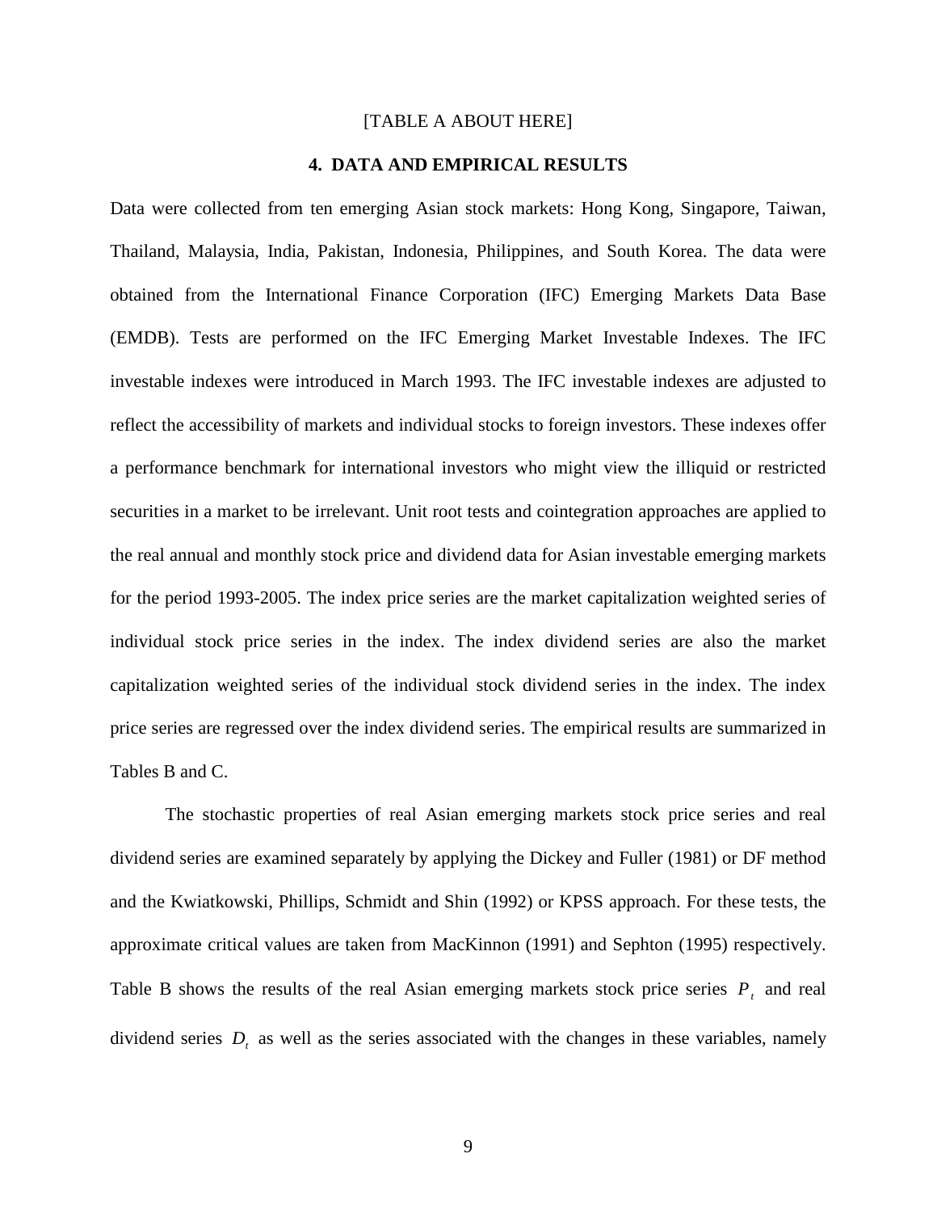[TABLE A ABOUT HERE]

## 4. DATA AND EMPIRICAL RESULTS

Data were collected from ten emerging Asian stock markets: Hong Kong, Singapore, Taiwan, Thailand, Malaysia, India, Pakistan, Indonesia, Philippines, and South Korea. The data were obtained from the International Finance Corporation (IFC) Emerging Markets Data Base (EMDB). Tests are performed on the IFC Emerging Market Investable Indexes. The IFC investable indexes were introduced in March 1993. The IFC investable indexes are adjusted to reflect the accessibility of markets and individual stocks to foreign investors. These indexes offer a performance benchmark for international investors who might view the illiquid or restricted securities in a market to be irrelevant. Unit root tests and cointegration approaches are applied to the real annual and monthly stock price and dividend data for Asian investable emerging markets for the period 1993-2005. The index price series are the market capitalization weighted series of individual stock price series in the index. The index dividend series are also the market capitalization weighted series of the individual stock dividend series in the index. The index price series are regressed over the index dividend series. The empirical results are summarized in Tables B and C.

The stochastic properties of real Asian emerging markets stock price series and real dividend series are examined separately by applying the Dickey and Fuller (1981) or DF method and the Kwiatkowski, Phillips, Schmidt and Shin (1992) or KPSS approach. For these tests, the approximate critical values are taken from MacKinnon (1991) and Sephton (1995) respectively. Table B shows the results of the real Asian emerging markets stock price series $P_t$ and real dividend series $D_t$ as well as the series associated with the changes in these variables, namely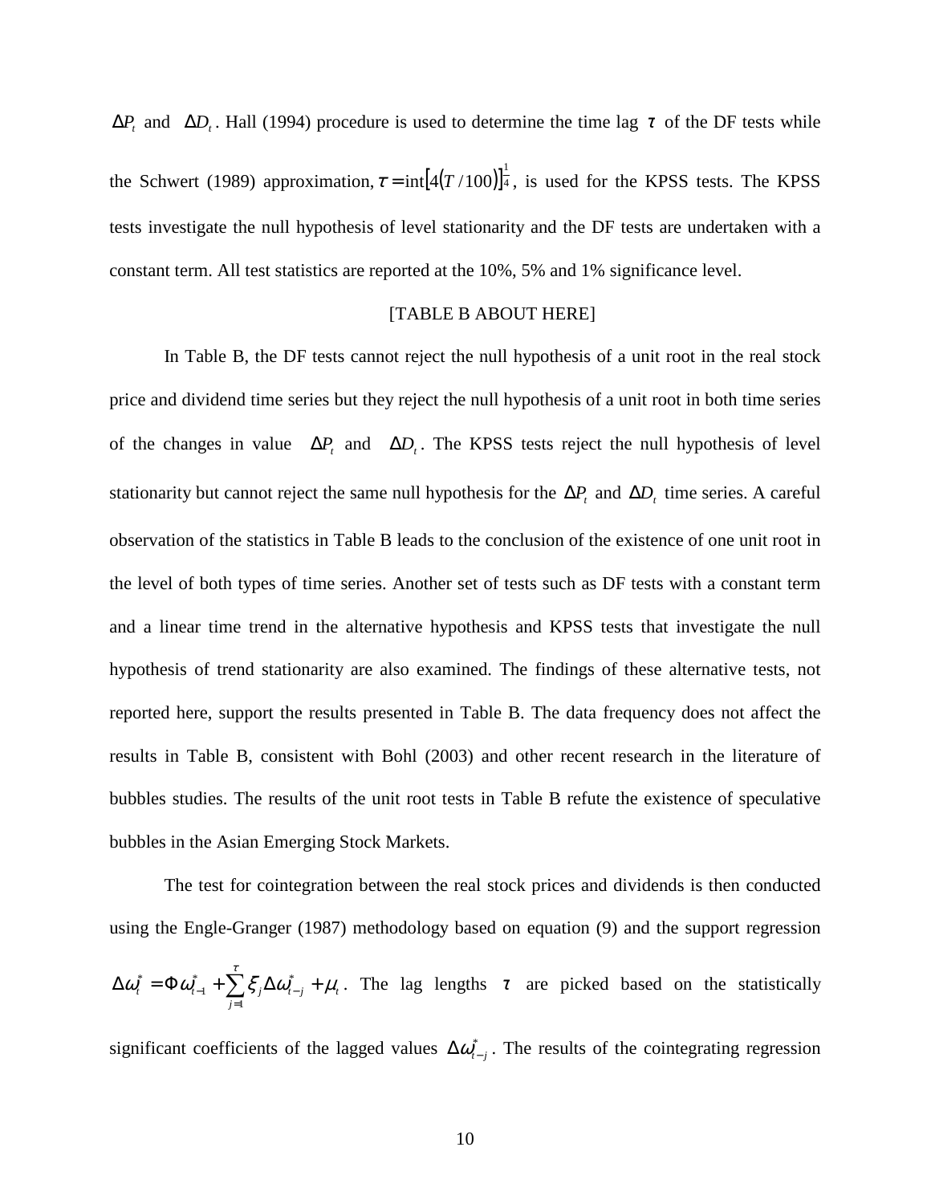$\Delta P_t$ and $\Delta D_t$. Hall (1994) procedure is used to determine the time lag $\tau$ of the DF tests while the Schwert (1989) approximation, $\tau = \text{int}\left[4(T/100)\right]^{\frac{1}{4}}$, is used for the KPSS tests. The KPSS tests investigate the null hypothesis of level stationarity and the DF tests are undertaken with a constant term. All test statistics are reported at the 10%, 5% and 1% significance level.

[TABLE B ABOUT HERE]

In Table B, the DF tests cannot reject the null hypothesis of a unit root in the real stock price and dividend time series but they reject the null hypothesis of a unit root in both time series of the changes in value $\Delta P_t$ and $\Delta D_t$. The KPSS tests reject the null hypothesis of level stationarity but cannot reject the same null hypothesis for the $\Delta P_t$ and $\Delta D_t$ time series. A careful observation of the statistics in Table B leads to the conclusion of the existence of one unit root in the level of both types of time series. Another set of tests such as DF tests with a constant term and a linear time trend in the alternative hypothesis and KPSS tests that investigate the null hypothesis of trend stationarity are also examined. The findings of these alternative tests, not reported here, support the results presented in Table B. The data frequency does not affect the results in Table B, consistent with Bohl (2003) and other recent research in the literature of bubbles studies. The results of the unit root tests in Table B refute the existence of speculative bubbles in the Asian Emerging Stock Markets.

The test for cointegration between the real stock prices and dividends is then conducted using the Engle-Granger (1987) methodology based on equation (9) and the support regression $\Delta\omega_t^* = \Phi\,\omega_{t-1}^* + \sum_{j=1}^{\tau} \xi_j \Delta\omega_{t-j}^* + \mu_t$. The lag lengths $\tau$ are picked based on the statistically significant coefficients of the lagged values $\Delta\omega_{t-j}^*$. The results of the cointegrating regression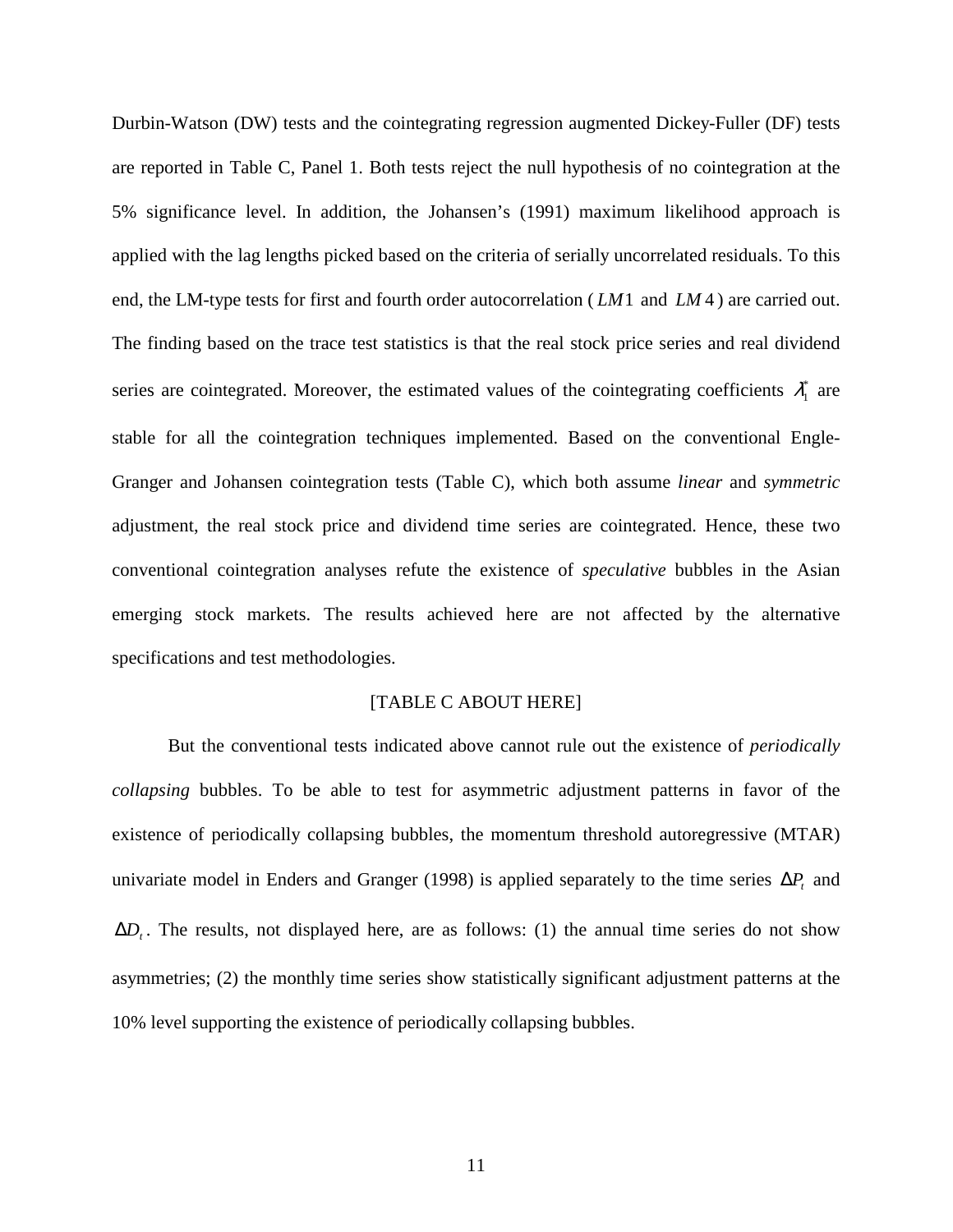Durbin-Watson (DW) tests and the cointegrating regression augmented Dickey-Fuller (DF) tests are reported in Table C, Panel 1. Both tests reject the null hypothesis of no cointegration at the 5% significance level. In addition, the Johansen's (1991) maximum likelihood approach is applied with the lag lengths picked based on the criteria of serially uncorrelated residuals. To this end, the LM-type tests for first and fourth order autocorrelation ($LM1$ and $LM4$) are carried out. The finding based on the trace test statistics is that the real stock price series and real dividend series are cointegrated. Moreover, the estimated values of the cointegrating coefficients $\lambda_1^*$ are stable for all the cointegration techniques implemented. Based on the conventional Engle-Granger and Johansen cointegration tests (Table C), which both assume *linear* and *symmetric* adjustment, the real stock price and dividend time series are cointegrated. Hence, these two conventional cointegration analyses refute the existence of *speculative* bubbles in the Asian emerging stock markets. The results achieved here are not affected by the alternative specifications and test methodologies.

[TABLE C ABOUT HERE]

But the conventional tests indicated above cannot rule out the existence of *periodically collapsing* bubbles. To be able to test for asymmetric adjustment patterns in favor of the existence of periodically collapsing bubbles, the momentum threshold autoregressive (MTAR) univariate model in Enders and Granger (1998) is applied separately to the time series $\Delta P_t$ and $\Delta D_t$. The results, not displayed here, are as follows: (1) the annual time series do not show asymmetries; (2) the monthly time series show statistically significant adjustment patterns at the 10% level supporting the existence of periodically collapsing bubbles.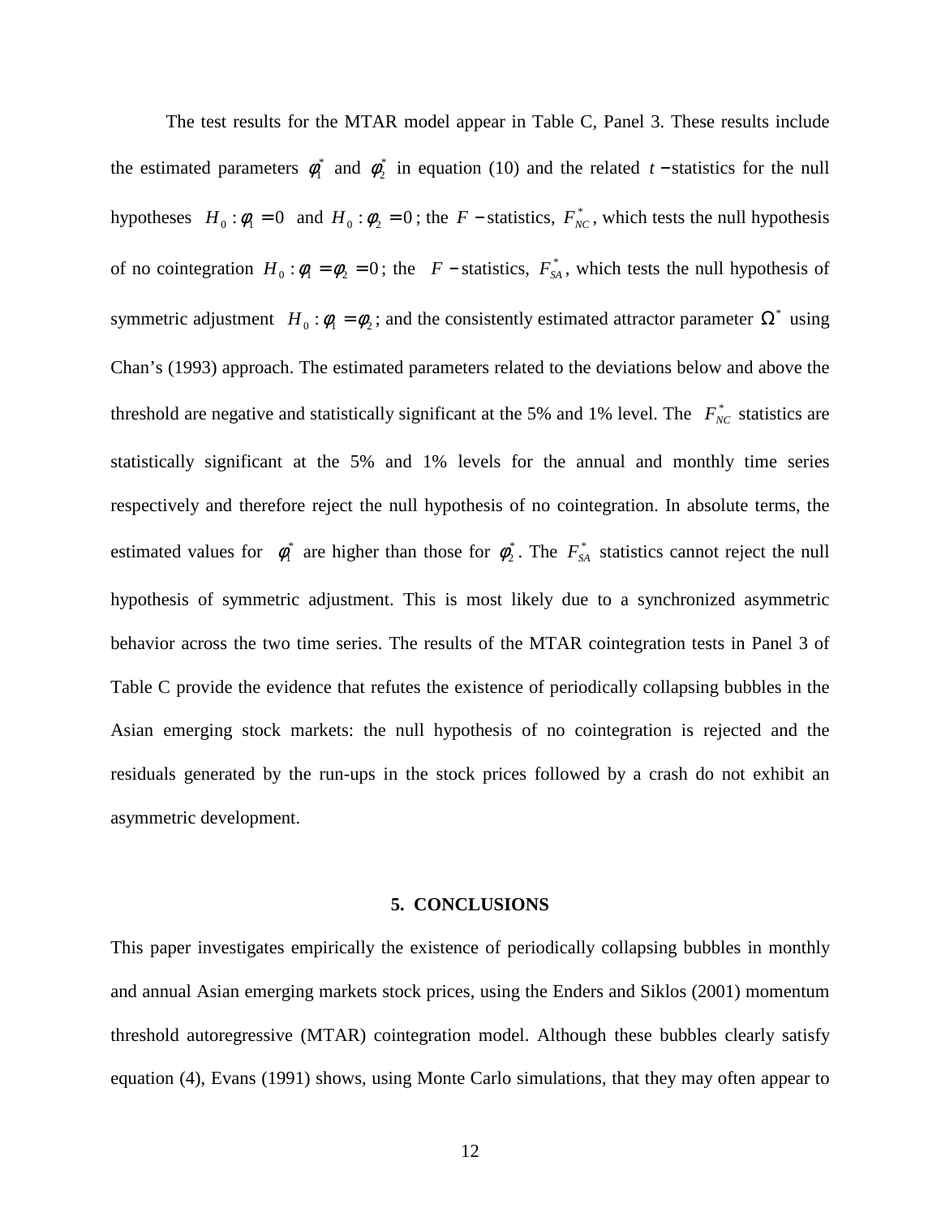The test results for the MTAR model appear in Table C, Panel 3. These results include the estimated parameters $\phi_1^*$ and $\phi_2^*$ in equation (10) and the related $t-$statistics for the null hypotheses $H_0: \phi_1 = 0$ and $H_0: \phi_2 = 0$; the $F-$statistics, $F_{NC}^*$, which tests the null hypothesis of no cointegration $H_0: \phi_1 = \phi_2 = 0$; the $F-$statistics, $F_{SA}^*$, which tests the null hypothesis of symmetric adjustment $H_0: \phi_1 = \phi_2$; and the consistently estimated attractor parameter $\Omega^*$ using Chan's (1993) approach. The estimated parameters related to the deviations below and above the threshold are negative and statistically significant at the 5% and 1% level. The $F_{NC}^*$ statistics are statistically significant at the 5% and 1% levels for the annual and monthly time series respectively and therefore reject the null hypothesis of no cointegration. In absolute terms, the estimated values for $\phi_1^*$ are higher than those for $\phi_2^*$. The $F_{SA}^*$ statistics cannot reject the null hypothesis of symmetric adjustment. This is most likely due to a synchronized asymmetric behavior across the two time series. The results of the MTAR cointegration tests in Panel 3 of Table C provide the evidence that refutes the existence of periodically collapsing bubbles in the Asian emerging stock markets: the null hypothesis of no cointegration is rejected and the residuals generated by the run-ups in the stock prices followed by a crash do not exhibit an asymmetric development.

## 5. CONCLUSIONS

This paper investigates empirically the existence of periodically collapsing bubbles in monthly and annual Asian emerging markets stock prices, using the Enders and Siklos (2001) momentum threshold autoregressive (MTAR) cointegration model. Although these bubbles clearly satisfy equation (4), Evans (1991) shows, using Monte Carlo simulations, that they may often appear to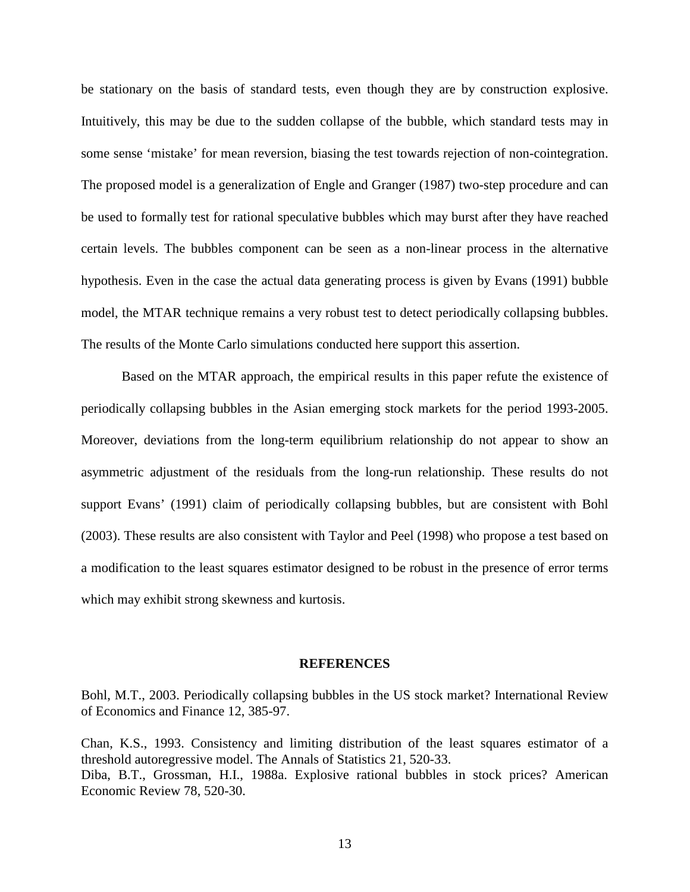be stationary on the basis of standard tests, even though they are by construction explosive. Intuitively, this may be due to the sudden collapse of the bubble, which standard tests may in some sense 'mistake' for mean reversion, biasing the test towards rejection of non-cointegration. The proposed model is a generalization of Engle and Granger (1987) two-step procedure and can be used to formally test for rational speculative bubbles which may burst after they have reached certain levels. The bubbles component can be seen as a non-linear process in the alternative hypothesis. Even in the case the actual data generating process is given by Evans (1991) bubble model, the MTAR technique remains a very robust test to detect periodically collapsing bubbles. The results of the Monte Carlo simulations conducted here support this assertion.

Based on the MTAR approach, the empirical results in this paper refute the existence of periodically collapsing bubbles in the Asian emerging stock markets for the period 1993-2005. Moreover, deviations from the long-term equilibrium relationship do not appear to show an asymmetric adjustment of the residuals from the long-run relationship. These results do not support Evans' (1991) claim of periodically collapsing bubbles, but are consistent with Bohl (2003). These results are also consistent with Taylor and Peel (1998) who propose a test based on a modification to the least squares estimator designed to be robust in the presence of error terms which may exhibit strong skewness and kurtosis.

## REFERENCES

Bohl, M.T., 2003. Periodically collapsing bubbles in the US stock market? International Review of Economics and Finance 12, 385-97.

Chan, K.S., 1993. Consistency and limiting distribution of the least squares estimator of a threshold autoregressive model. The Annals of Statistics 21, 520-33.

Diba, B.T., Grossman, H.I., 1988a. Explosive rational bubbles in stock prices? American Economic Review 78, 520-30.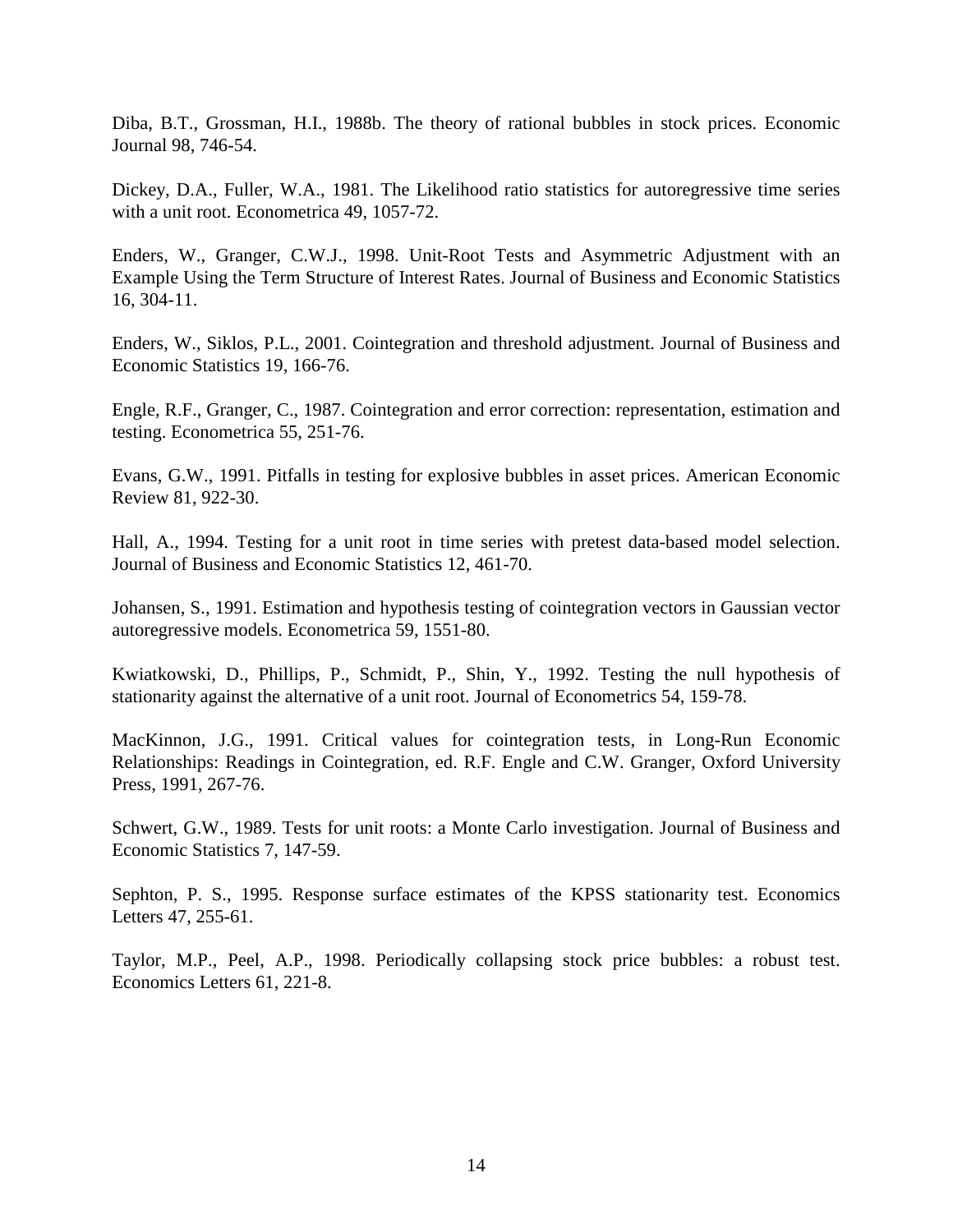Diba, B.T., Grossman, H.I., 1988b. The theory of rational bubbles in stock prices. Economic Journal 98, 746-54.

Dickey, D.A., Fuller, W.A., 1981. The Likelihood ratio statistics for autoregressive time series with a unit root. Econometrica 49, 1057-72.

Enders, W., Granger, C.W.J., 1998. Unit-Root Tests and Asymmetric Adjustment with an Example Using the Term Structure of Interest Rates. Journal of Business and Economic Statistics 16, 304-11.

Enders, W., Siklos, P.L., 2001. Cointegration and threshold adjustment. Journal of Business and Economic Statistics 19, 166-76.

Engle, R.F., Granger, C., 1987. Cointegration and error correction: representation, estimation and testing. Econometrica 55, 251-76.

Evans, G.W., 1991. Pitfalls in testing for explosive bubbles in asset prices. American Economic Review 81, 922-30.

Hall, A., 1994. Testing for a unit root in time series with pretest data-based model selection. Journal of Business and Economic Statistics 12, 461-70.

Johansen, S., 1991. Estimation and hypothesis testing of cointegration vectors in Gaussian vector autoregressive models. Econometrica 59, 1551-80.

Kwiatkowski, D., Phillips, P., Schmidt, P., Shin, Y., 1992. Testing the null hypothesis of stationarity against the alternative of a unit root. Journal of Econometrics 54, 159-78.

MacKinnon, J.G., 1991. Critical values for cointegration tests, in Long-Run Economic Relationships: Readings in Cointegration, ed. R.F. Engle and C.W. Granger, Oxford University Press, 1991, 267-76.

Schwert, G.W., 1989. Tests for unit roots: a Monte Carlo investigation. Journal of Business and Economic Statistics 7, 147-59.

Sephton, P. S., 1995. Response surface estimates of the KPSS stationarity test. Economics Letters 47, 255-61.

Taylor, M.P., Peel, A.P., 1998. Periodically collapsing stock price bubbles: a robust test. Economics Letters 61, 221-8.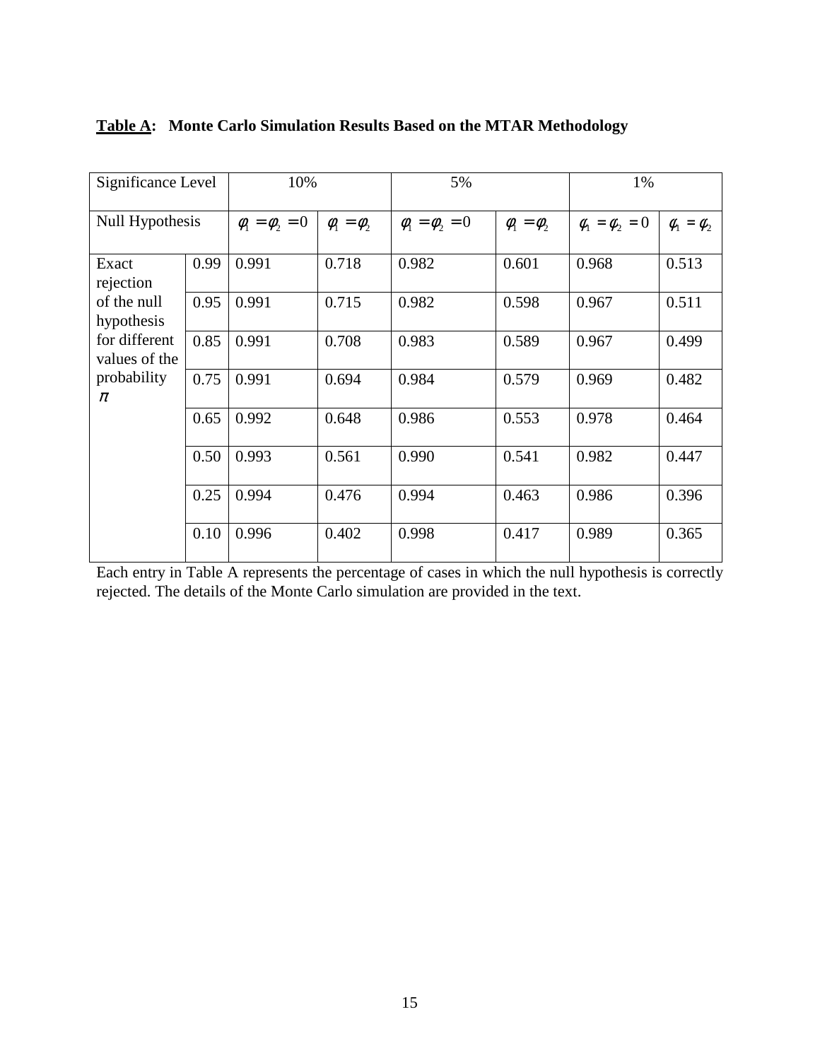**<u>Table A</u>: Monte Carlo Simulation Results Based on the MTAR Methodology**

| Significance Level | | 10% | | 5% | | 1% | |
|---|---|---|---|---|---|---|---|
| Null Hypothesis | | $\phi_1 = \phi_2 = 0$ | $\phi_1 = \phi_2$ | $\phi_1 = \phi_2 = 0$ | $\phi_1 = \phi_2$ | $\phi_1 = \phi_2 = 0$ | $\phi_1 = \phi_2$ |
| Exact rejection of the null hypothesis for different values of the probability $\pi$ | 0.99 | 0.991 | 0.718 | 0.982 | 0.601 | 0.968 | 0.513 |
| | 0.95 | 0.991 | 0.715 | 0.982 | 0.598 | 0.967 | 0.511 |
| | 0.85 | 0.991 | 0.708 | 0.983 | 0.589 | 0.967 | 0.499 |
| | 0.75 | 0.991 | 0.694 | 0.984 | 0.579 | 0.969 | 0.482 |
| | 0.65 | 0.992 | 0.648 | 0.986 | 0.553 | 0.978 | 0.464 |
| | 0.50 | 0.993 | 0.561 | 0.990 | 0.541 | 0.982 | 0.447 |
| | 0.25 | 0.994 | 0.476 | 0.994 | 0.463 | 0.986 | 0.396 |
| | 0.10 | 0.996 | 0.402 | 0.998 | 0.417 | 0.989 | 0.365 |

Each entry in Table A represents the percentage of cases in which the null hypothesis is correctly rejected. The details of the Monte Carlo simulation are provided in the text.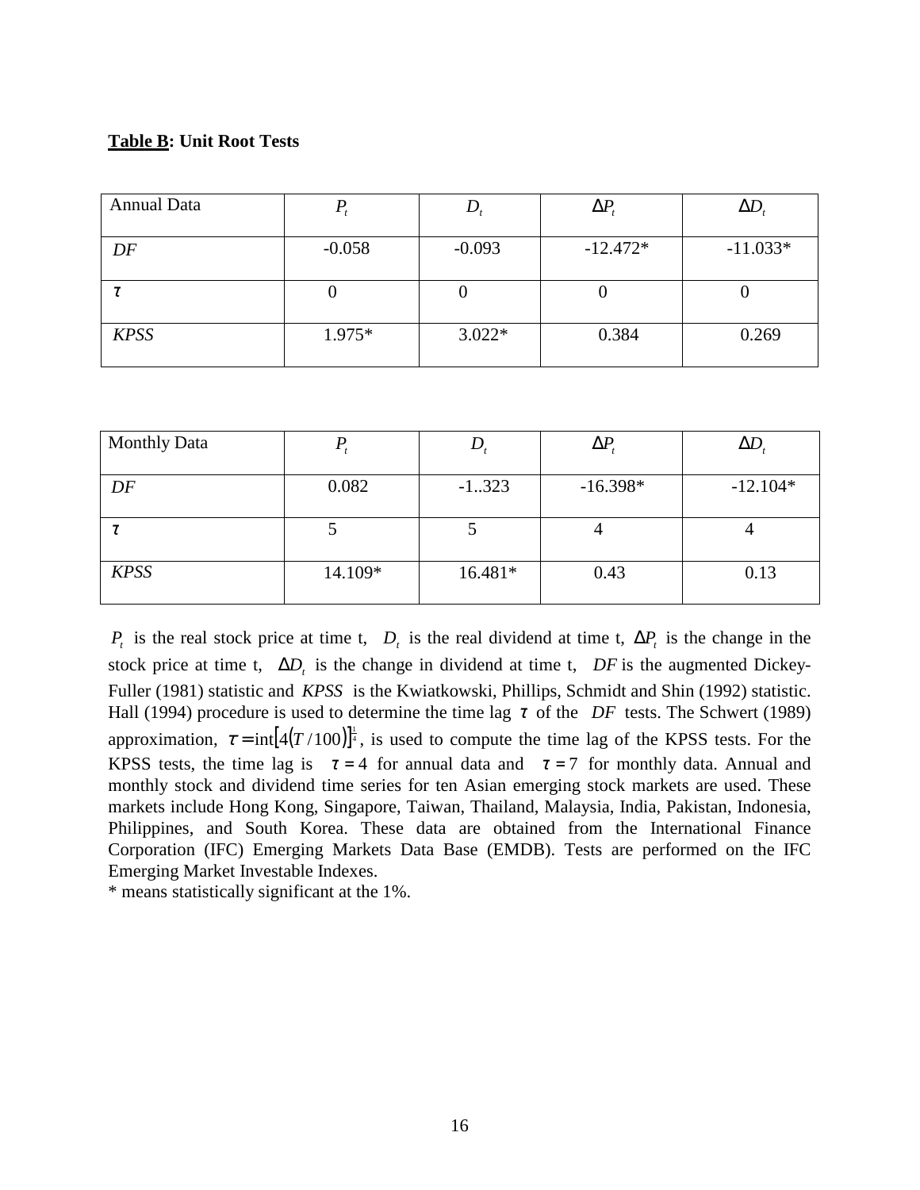**Table B: Unit Root Tests**

| Annual Data | $P_t$ | $D_t$ | $\Delta P_t$ | $\Delta D_t$ |
|---|---|---|---|---|
| *DF* | -0.058 | -0.093 | -12.472* | -11.033* |
| $\tau$ | 0 | 0 | 0 | 0 |
| *KPSS* | 1.975* | 3.022* | 0.384 | 0.269 |

| Monthly Data | $P_t$ | $D_t$ | $\Delta P_t$ | $\Delta D_t$ |
|---|---|---|---|---|
| *DF* | 0.082 | -1..323 | -16.398* | -12.104* |
| $\tau$ | 5 | 5 | 4 | 4 |
| *KPSS* | 14.109* | 16.481* | 0.43 | 0.13 |

$P_t$ is the real stock price at time t, $D_t$ is the real dividend at time t, $\Delta P_t$ is the change in the stock price at time t, $\Delta D_t$ is the change in dividend at time t, *DF* is the augmented Dickey-Fuller (1981) statistic and *KPSS* is the Kwiatkowski, Phillips, Schmidt and Shin (1992) statistic. Hall (1994) procedure is used to determine the time lag $\tau$ of the *DF* tests. The Schwert (1989) approximation, $\tau = \text{int}\left[4(T/100)\right]^{\frac{1}{4}}$, is used to compute the time lag of the KPSS tests. For the KPSS tests, the time lag is $\tau = 4$ for annual data and $\tau = 7$ for monthly data. Annual and monthly stock and dividend time series for ten Asian emerging stock markets are used. These markets include Hong Kong, Singapore, Taiwan, Thailand, Malaysia, India, Pakistan, Indonesia, Philippines, and South Korea. These data are obtained from the International Finance Corporation (IFC) Emerging Markets Data Base (EMDB). Tests are performed on the IFC Emerging Market Investable Indexes.

* means statistically significant at the 1%.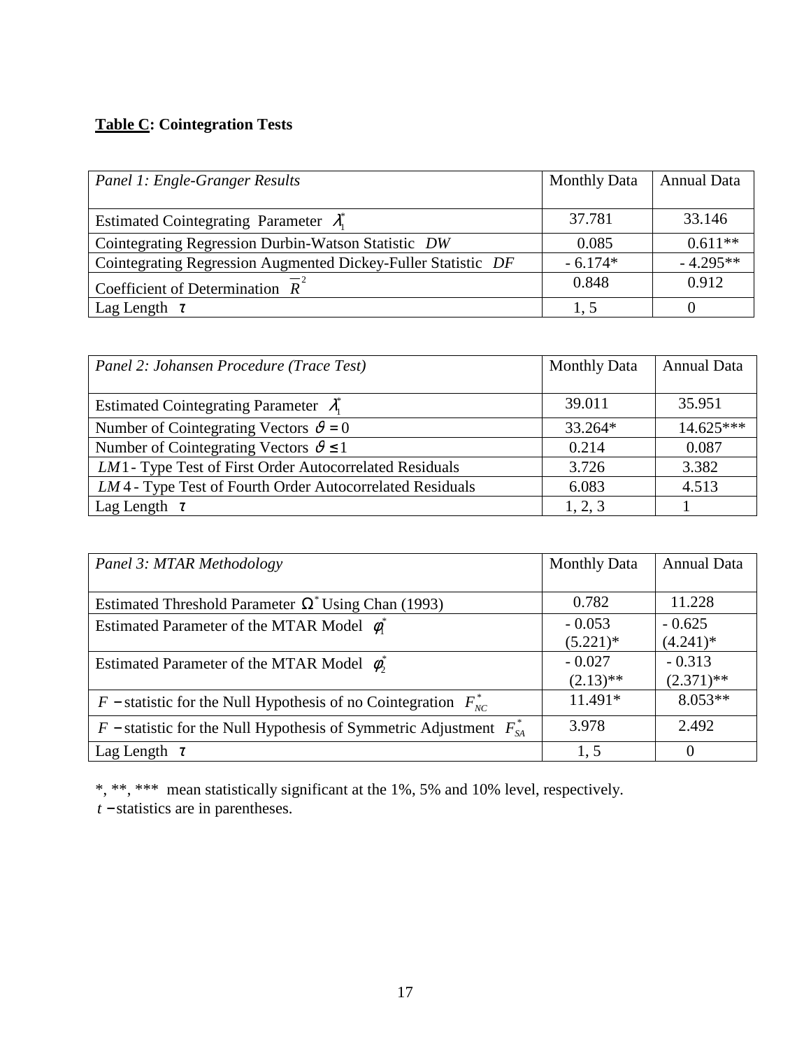**<u>Table C</u>: Cointegration Tests**

| *Panel 1: Engle-Granger Results* | Monthly Data | Annual Data |
|---|---|---|
| Estimated Cointegrating Parameter $\lambda_1^*$ | 37.781 | 33.146 |
| Cointegrating Regression Durbin-Watson Statistic $DW$ | 0.085 | 0.611** |
| Cointegrating Regression Augmented Dickey-Fuller Statistic $DF$ | - 6.174* | - 4.295** |
| Coefficient of Determination $\overline{R}^2$ | 0.848 | 0.912 |
| Lag Length $\tau$ | 1, 5 | 0 |

| *Panel 2: Johansen Procedure (Trace Test)* | Monthly Data | Annual Data |
|---|---|---|
| Estimated Cointegrating Parameter $\lambda_1^*$ | 39.011 | 35.951 |
| Number of Cointegrating Vectors $\vartheta = 0$ | 33.264* | 14.625*** |
| Number of Cointegrating Vectors $\vartheta \leq 1$ | 0.214 | 0.087 |
| $LM1$ - Type Test of First Order Autocorrelated Residuals | 3.726 | 3.382 |
| $LM4$ - Type Test of Fourth Order Autocorrelated Residuals | 6.083 | 4.513 |
| Lag Length $\tau$ | 1, 2, 3 | 1 |

| *Panel 3: MTAR Methodology* | Monthly Data | Annual Data |
|---|---|---|
| Estimated Threshold Parameter $\Omega^*$ Using Chan (1993) | 0.782 | 11.228 |
| Estimated Parameter of the MTAR Model $\phi_1^*$ | - 0.053 (5.221)* | - 0.625 (4.241)* |
| Estimated Parameter of the MTAR Model $\phi_2^*$ | - 0.027 (2.13)** | - 0.313 (2.371)** |
| $F$ − statistic for the Null Hypothesis of no Cointegration $F_{NC}^*$ | 11.491* | 8.053** |
| $F$ − statistic for the Null Hypothesis of Symmetric Adjustment $F_{SA}^*$ | 3.978 | 2.492 |
| Lag Length $\tau$ | 1, 5 | 0 |

*, **, *** mean statistically significant at the 1%, 5% and 10% level, respectively.
$t$ − statistics are in parentheses.